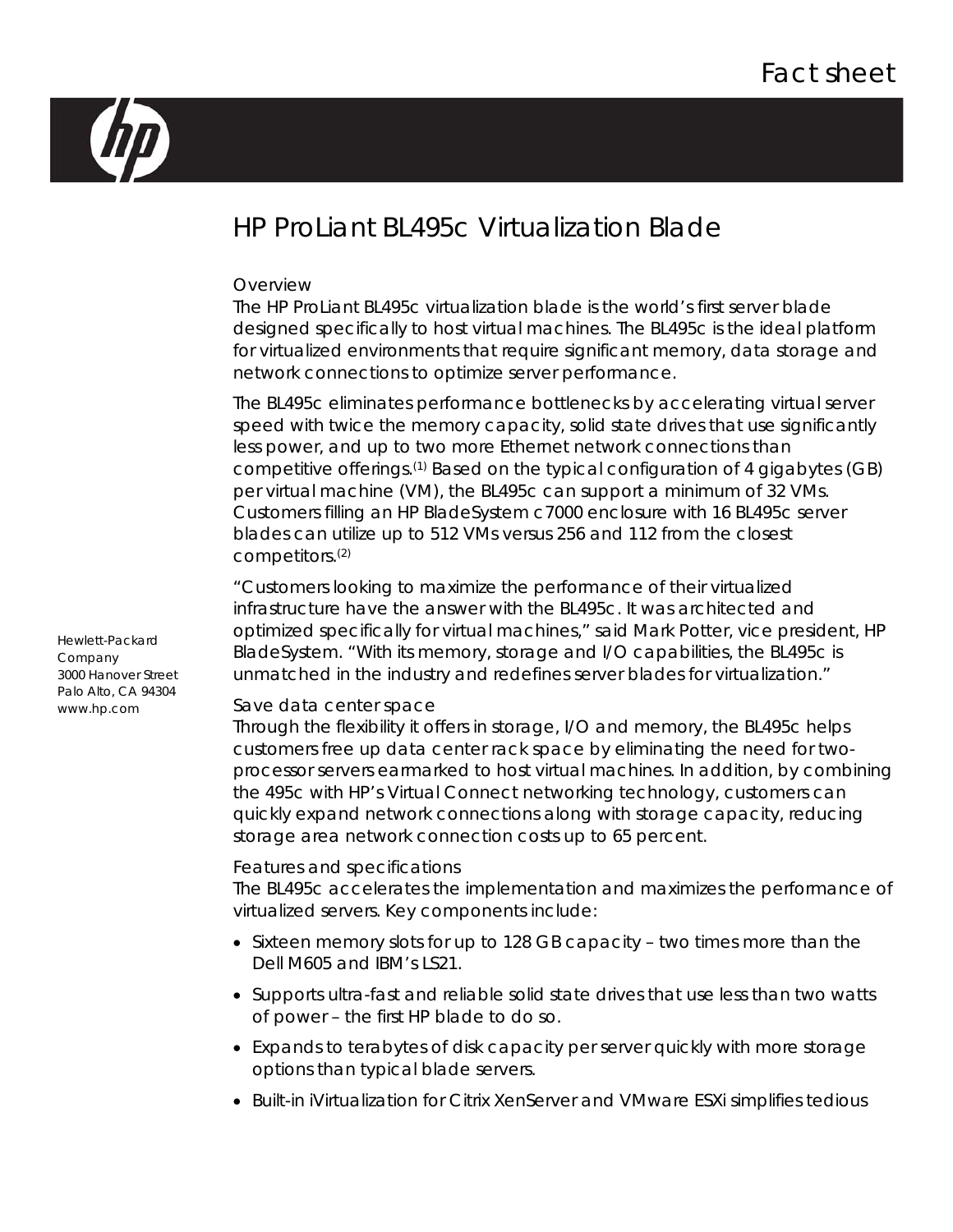Fact sheet

# HP ProLiant BL495c Virtualization Blade

## Overview

The HP ProLiant BL495c virtualization blade is the world's first server blade designed specifically to host virtual machines. The BL495c is the ideal platform for virtualized environments that require significant memory, data storage and network connections to optimize server performance.

The BL495c eliminates performance bottlenecks by accelerating virtual server speed with twice the memory capacity, solid state drives that use significantly less power, and up to two more Ethernet network connections than competitive offerings.[(1)] Based on the typical configuration of 4 gigabytes (GB) per virtual machine (VM), the BL495c can support a minimum of 32 VMs. Customers filling an HP BladeSystem c7000 enclosure with 16 BL495c server blades can utilize up to 512 VMs versus 256 and 112 from the closest competitors.[(2)]

"Customers looking to maximize the performance of their virtualized infrastructure have the answer with the BL495c. It was architected and optimized specifically for virtual machines," said Mark Potter, vice president, HP BladeSystem. "With its memory, storage and I/O capabilities, the BL495c is unmatched in the industry and redefines server blades for virtualization."

Hewlett-Packard Company
3000 Hanover Street
Palo Alto, CA 94304
www.hp.com

## Save data center space

Through the flexibility it offers in storage, I/O and memory, the BL495c helps customers free up data center rack space by eliminating the need for two-processor servers earmarked to host virtual machines. In addition, by combining the 495c with HP's Virtual Connect networking technology, customers can quickly expand network connections along with storage capacity, reducing storage area network connection costs up to 65 percent.

## Features and specifications

The BL495c accelerates the implementation and maximizes the performance of virtualized servers. Key components include:

- Sixteen memory slots for up to 128 GB capacity – two times more than the Dell M605 and IBM's LS21.
- Supports ultra-fast and reliable solid state drives that use less than two watts of power – the first HP blade to do so.
- Expands to terabytes of disk capacity per server quickly with more storage options than typical blade servers.
- Built-in iVirtualization for Citrix XenServer and VMware ESXi simplifies tedious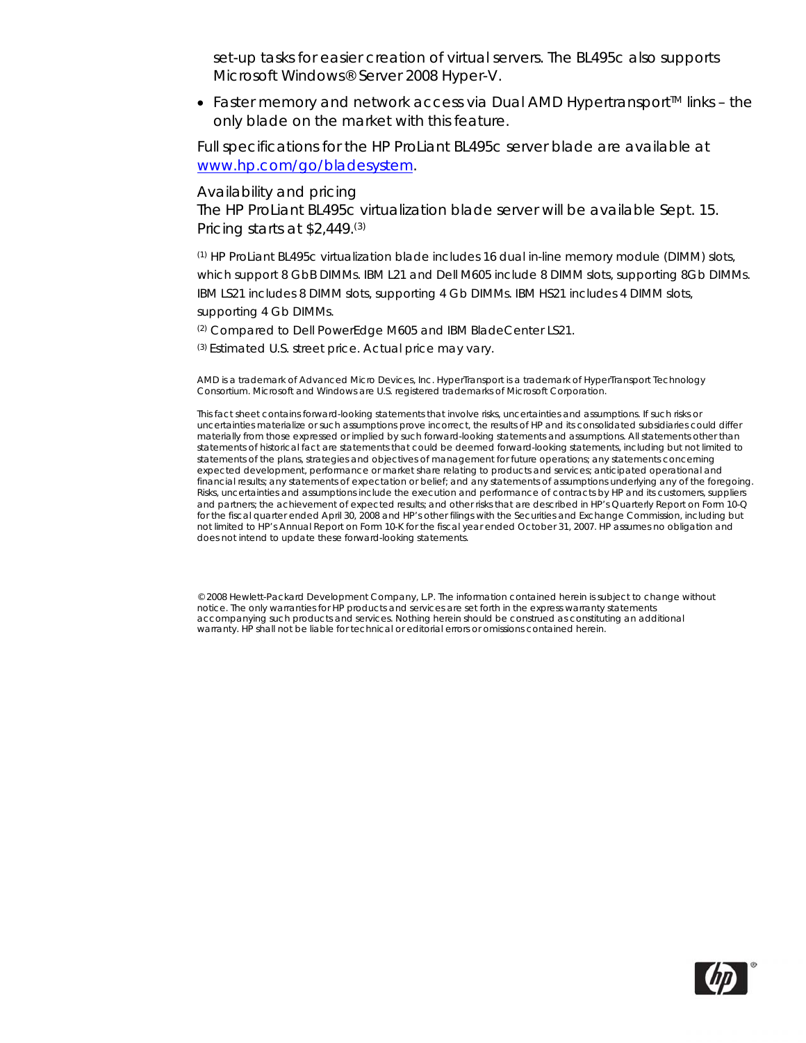set-up tasks for easier creation of virtual servers. The BL495c also supports Microsoft Windows® Server 2008 Hyper-V.

- Faster memory and network access via Dual AMD Hypertransport™ links – the only blade on the market with this feature.

Full specifications for the HP ProLiant BL495c server blade are available at [www.hp.com/go/bladesystem](http://www.hp.com/go/bladesystem).

Availability and pricing

The HP ProLiant BL495c virtualization blade server will be available Sept. 15. Pricing starts at $2,449.(3)

(1) HP ProLiant BL495c virtualization blade includes 16 dual in-line memory module (DIMM) slots, which support 8 GbB DIMMs. IBM L21 and Dell M605 include 8 DIMM slots, supporting 8Gb DIMMs. IBM LS21 includes 8 DIMM slots, supporting 4 Gb DIMMs. IBM HS21 includes 4 DIMM slots, supporting 4 Gb DIMMs.

(2) Compared to Dell PowerEdge M605 and IBM BladeCenter LS21.

(3) Estimated U.S. street price. Actual price may vary.

AMD is a trademark of Advanced Micro Devices, Inc. HyperTransport is a trademark of HyperTransport Technology Consortium. Microsoft and Windows are U.S. registered trademarks of Microsoft Corporation.

This fact sheet contains forward-looking statements that involve risks, uncertainties and assumptions. If such risks or uncertainties materialize or such assumptions prove incorrect, the results of HP and its consolidated subsidiaries could differ materially from those expressed or implied by such forward-looking statements and assumptions. All statements other than statements of historical fact are statements that could be deemed forward-looking statements, including but not limited to statements of the plans, strategies and objectives of management for future operations; any statements concerning expected development, performance or market share relating to products and services; anticipated operational and financial results; any statements of expectation or belief; and any statements of assumptions underlying any of the foregoing. Risks, uncertainties and assumptions include the execution and performance of contracts by HP and its customers, suppliers and partners; the achievement of expected results; and other risks that are described in HP's Quarterly Report on Form 10-Q for the fiscal quarter ended April 30, 2008 and HP's other filings with the Securities and Exchange Commission, including but not limited to HP's Annual Report on Form 10-K for the fiscal year ended October 31, 2007. HP assumes no obligation and does not intend to update these forward-looking statements.

© 2008 Hewlett-Packard Development Company, L.P. The information contained herein is subject to change without notice. The only warranties for HP products and services are set forth in the express warranty statements accompanying such products and services. Nothing herein should be construed as constituting an additional warranty. HP shall not be liable for technical or editorial errors or omissions contained herein.